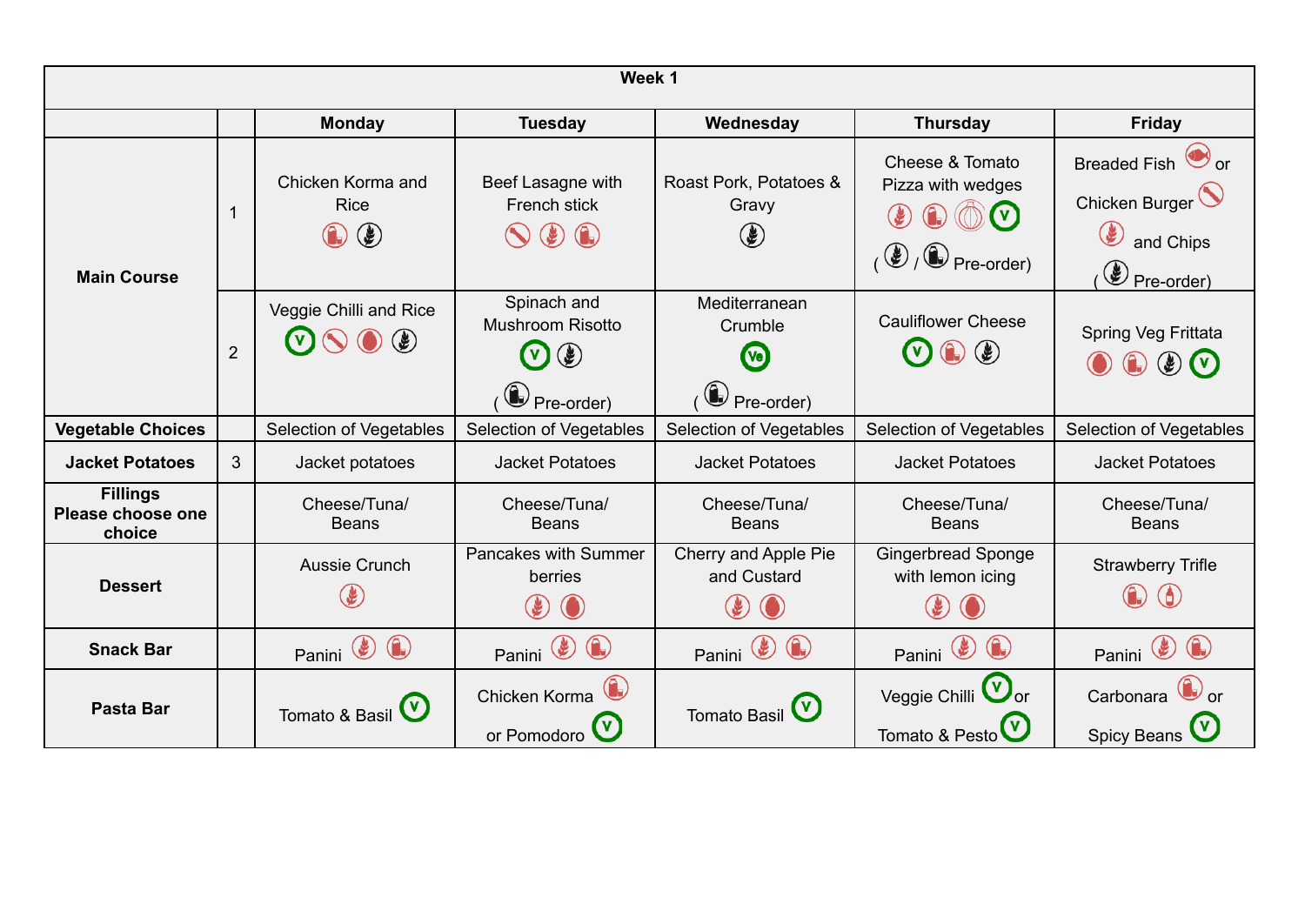| Week 1 | | | | | | |
|---|---|---|---|---|---|---|
| | | **Monday** | **Tuesday** | **Wednesday** | **Thursday** | **Friday** |
| **Main Course** | 1 | Chicken Korma and Rice | Beef Lasagne with French stick | Roast Pork, Potatoes & Gravy | Cheese & Tomato Pizza with wedges ( / Pre-order) | Breaded Fish or Chicken Burger and Chips ( Pre-order) |
| | 2 | Veggie Chilli and Rice | Spinach and Mushroom Risotto ( Pre-order) | Mediterranean Crumble ( Pre-order) | Cauliflower Cheese | Spring Veg Frittata |
| **Vegetable Choices** | | Selection of Vegetables | Selection of Vegetables | Selection of Vegetables | Selection of Vegetables | Selection of Vegetables |
| **Jacket Potatoes** | 3 | Jacket potatoes | Jacket Potatoes | Jacket Potatoes | Jacket Potatoes | Jacket Potatoes |
| **Fillings Please choose one choice** | | Cheese/Tuna/ Beans | Cheese/Tuna/ Beans | Cheese/Tuna/ Beans | Cheese/Tuna/ Beans | Cheese/Tuna/ Beans |
| **Dessert** | | Aussie Crunch | Pancakes with Summer berries | Cherry and Apple Pie and Custard | Gingerbread Sponge with lemon icing | Strawberry Trifle |
| **Snack Bar** | | Panini | Panini | Panini | Panini | Panini |
| **Pasta Bar** | | Tomato & Basil | Chicken Korma or Pomodoro | Tomato Basil | Veggie Chilli or Tomato & Pesto | Carbonara or Spicy Beans |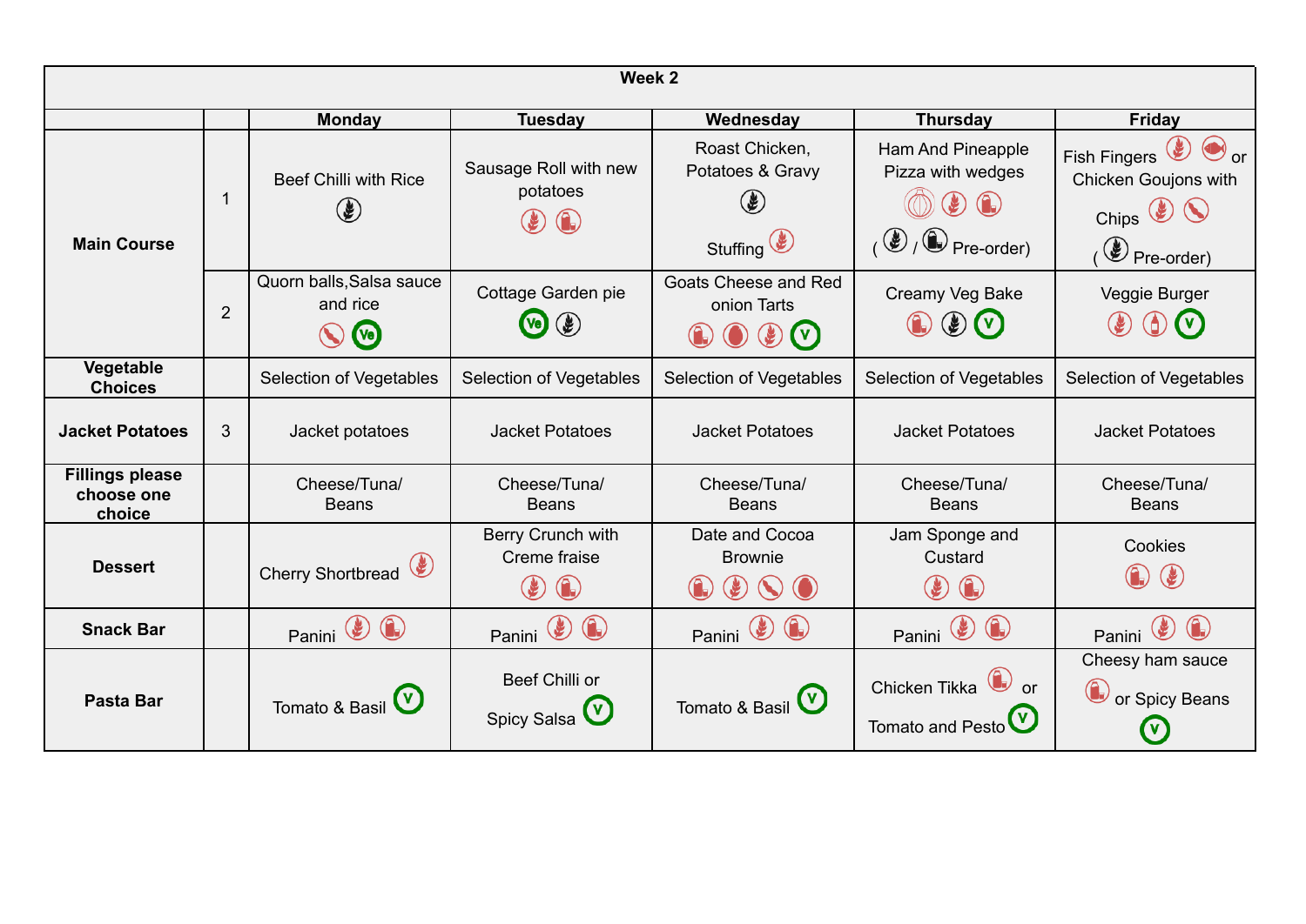| Week 2 | | | | | | |
|---|---|---|---|---|---|---|
| | | **Monday** | **Tuesday** | **Wednesday** | **Thursday** | **Friday** |
| **Main Course** | 1 | Beef Chilli with Rice | Sausage Roll with new potatoes | Roast Chicken, Potatoes & Gravy Stuffing | Ham And Pineapple Pizza with wedges ( / Pre-order) | Fish Fingers or Chicken Goujons with Chips ( Pre-order) |
| | 2 | Quorn balls,Salsa sauce and rice Ve | Cottage Garden pie Ve | Goats Cheese and Red onion Tarts V | Creamy Veg Bake V | Veggie Burger V |
| **Vegetable Choices** | | Selection of Vegetables | Selection of Vegetables | Selection of Vegetables | Selection of Vegetables | Selection of Vegetables |
| **Jacket Potatoes** | 3 | Jacket potatoes | Jacket Potatoes | Jacket Potatoes | Jacket Potatoes | Jacket Potatoes |
| **Fillings please choose one choice** | | Cheese/Tuna/ Beans | Cheese/Tuna/ Beans | Cheese/Tuna/ Beans | Cheese/Tuna/ Beans | Cheese/Tuna/ Beans |
| **Dessert** | | Cherry Shortbread | Berry Crunch with Creme fraise | Date and Cocoa Brownie | Jam Sponge and Custard | Cookies |
| **Snack Bar** | | Panini | Panini | Panini | Panini | Panini |
| **Pasta Bar** | | Tomato & Basil V | Beef Chilli or Spicy Salsa V | Tomato & Basil V | Chicken Tikka or Tomato and Pesto V | Cheesy ham sauce or Spicy Beans V |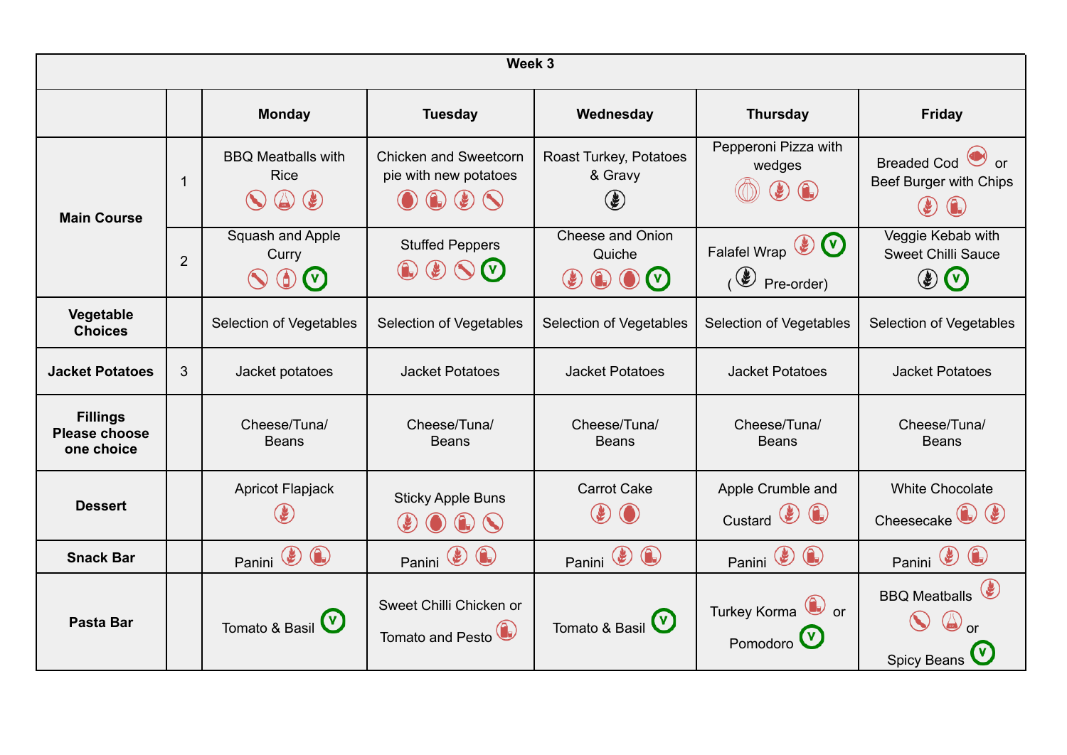| Week 3 | | | | | | |
|---|---|---|---|---|---|---|
| | | **Monday** | **Tuesday** | **Wednesday** | **Thursday** | **Friday** |
| **Main Course** | 1 | BBQ Meatballs with Rice | Chicken and Sweetcorn pie with new potatoes | Roast Turkey, Potatoes & Gravy | Pepperoni Pizza with wedges | Breaded Cod or Beef Burger with Chips |
| | 2 | Squash and Apple Curry (V) | Stuffed Peppers (V) | Cheese and Onion Quiche (V) | Falafel Wrap (V) ( Pre-order) | Veggie Kebab with Sweet Chilli Sauce (V) |
| **Vegetable Choices** | | Selection of Vegetables | Selection of Vegetables | Selection of Vegetables | Selection of Vegetables | Selection of Vegetables |
| **Jacket Potatoes** | 3 | Jacket potatoes | Jacket Potatoes | Jacket Potatoes | Jacket Potatoes | Jacket Potatoes |
| **Fillings Please choose one choice** | | Cheese/Tuna/ Beans | Cheese/Tuna/ Beans | Cheese/Tuna/ Beans | Cheese/Tuna/ Beans | Cheese/Tuna/ Beans |
| **Dessert** | | Apricot Flapjack | Sticky Apple Buns | Carrot Cake | Apple Crumble and Custard | White Chocolate Cheesecake |
| **Snack Bar** | | Panini | Panini | Panini | Panini | Panini |
| **Pasta Bar** | | Tomato & Basil (V) | Sweet Chilli Chicken or Tomato and Pesto | Tomato & Basil (V) | Turkey Korma or Pomodoro (V) | BBQ Meatballs or Spicy Beans (V) |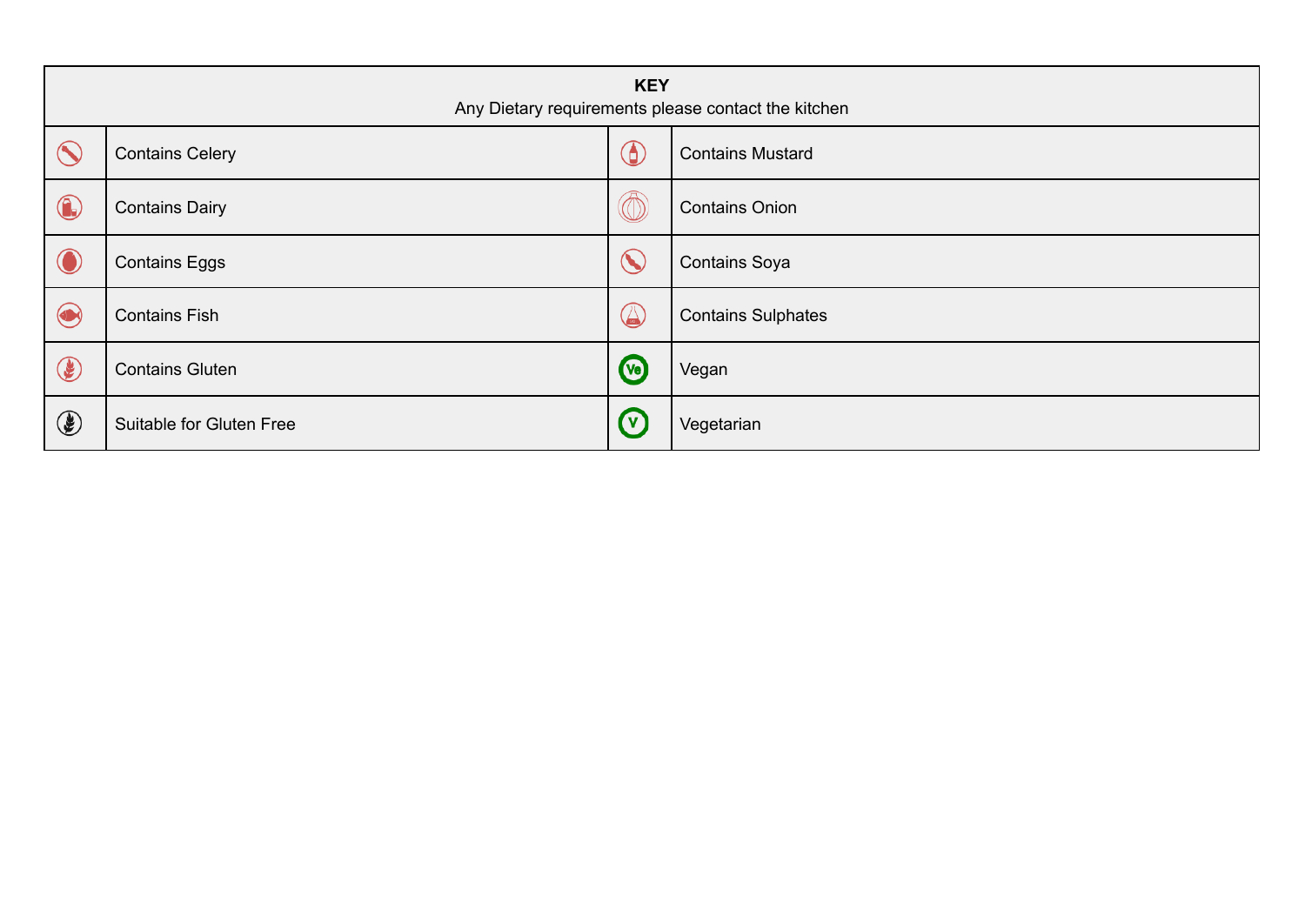| KEY<br>Any Dietary requirements please contact the kitchen | | | |
|---|---|---|---|
| | Contains Celery | | Contains Mustard |
| | Contains Dairy | | Contains Onion |
| | Contains Eggs | | Contains Soya |
| | Contains Fish | | Contains Sulphates |
| | Contains Gluten | Ve | Vegan |
| | Suitable for Gluten Free | V | Vegetarian |